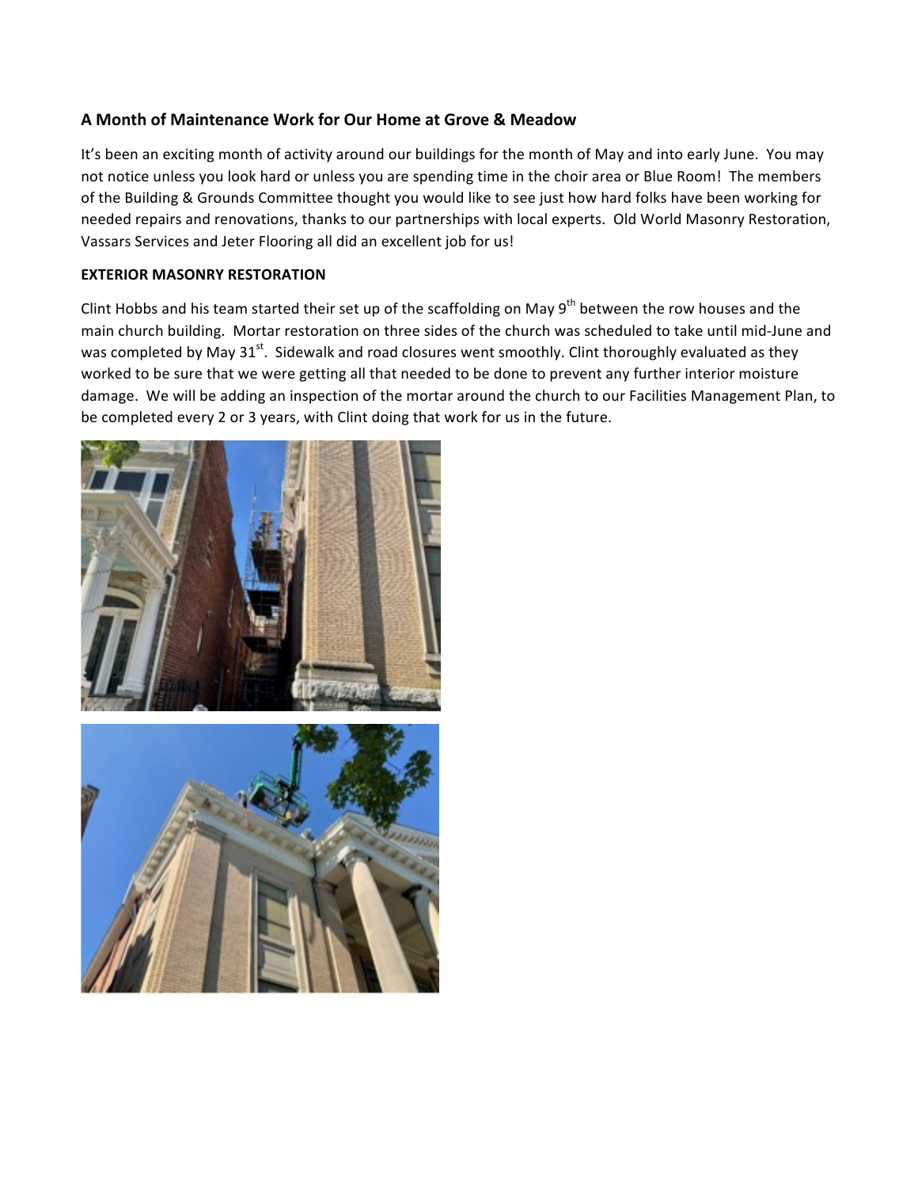## A Month of Maintenance Work for Our Home at Grove & Meadow

It's been an exciting month of activity around our buildings for the month of May and into early June. You may not notice unless you look hard or unless you are spending time in the choir area or Blue Room! The members of the Building & Grounds Committee thought you would like to see just how hard folks have been working for needed repairs and renovations, thanks to our partnerships with local experts. Old World Masonry Restoration, Vassars Services and Jeter Flooring all did an excellent job for us!

**EXTERIOR MASONRY RESTORATION**

Clint Hobbs and his team started their set up of the scaffolding on May 9th between the row houses and the main church building. Mortar restoration on three sides of the church was scheduled to take until mid-June and was completed by May 31st. Sidewalk and road closures went smoothly. Clint thoroughly evaluated as they worked to be sure that we were getting all that needed to be done to prevent any further interior moisture damage. We will be adding an inspection of the mortar around the church to our Facilities Management Plan, to be completed every 2 or 3 years, with Clint doing that work for us in the future.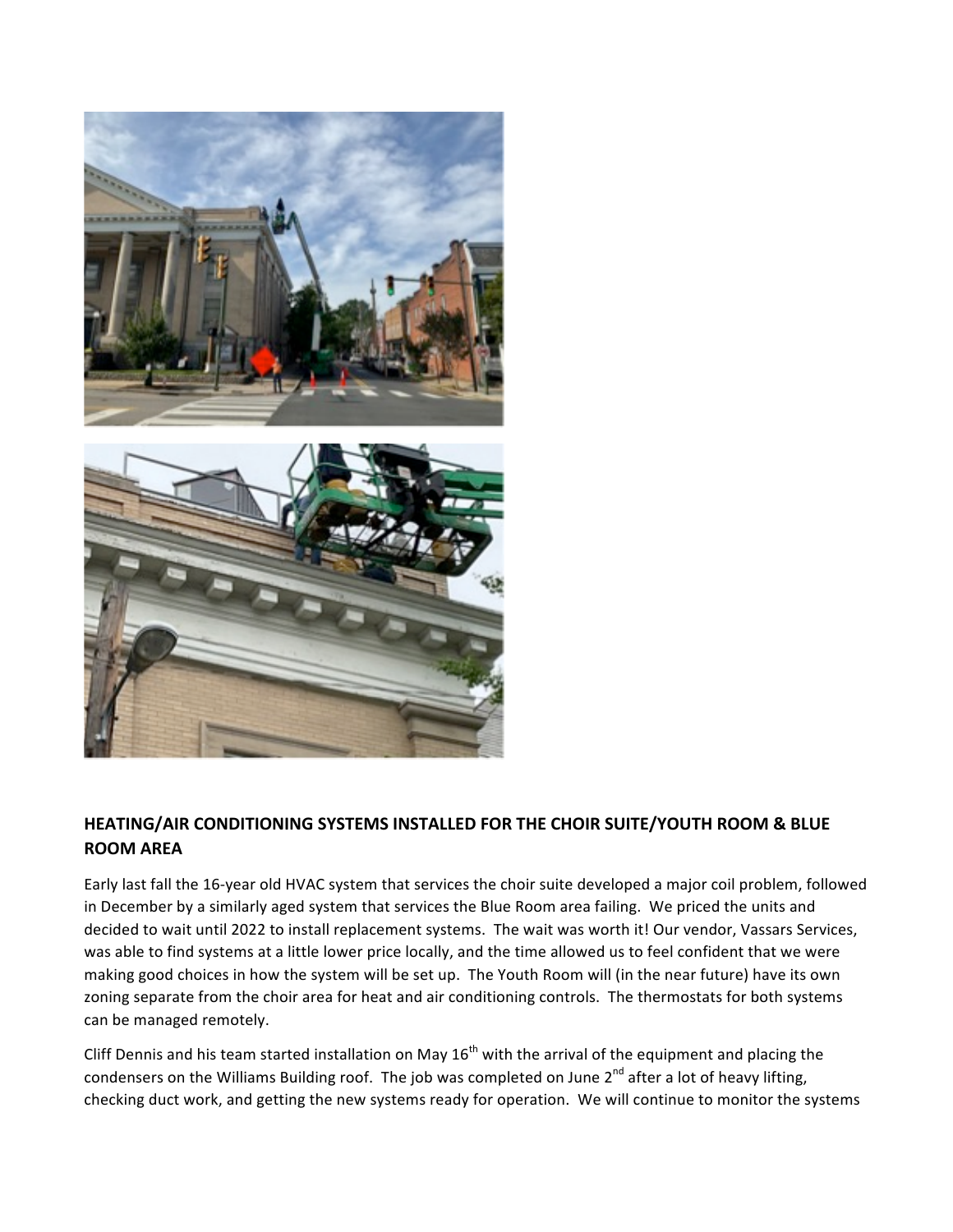## HEATING/AIR CONDITIONING SYSTEMS INSTALLED FOR THE CHOIR SUITE/YOUTH ROOM & BLUE ROOM AREA

Early last fall the 16-year old HVAC system that services the choir suite developed a major coil problem, followed in December by a similarly aged system that services the Blue Room area failing. We priced the units and decided to wait until 2022 to install replacement systems. The wait was worth it! Our vendor, Vassars Services, was able to find systems at a little lower price locally, and the time allowed us to feel confident that we were making good choices in how the system will be set up. The Youth Room will (in the near future) have its own zoning separate from the choir area for heat and air conditioning controls. The thermostats for both systems can be managed remotely.

Cliff Dennis and his team started installation on May 16th with the arrival of the equipment and placing the condensers on the Williams Building roof. The job was completed on June 2nd after a lot of heavy lifting, checking duct work, and getting the new systems ready for operation. We will continue to monitor the systems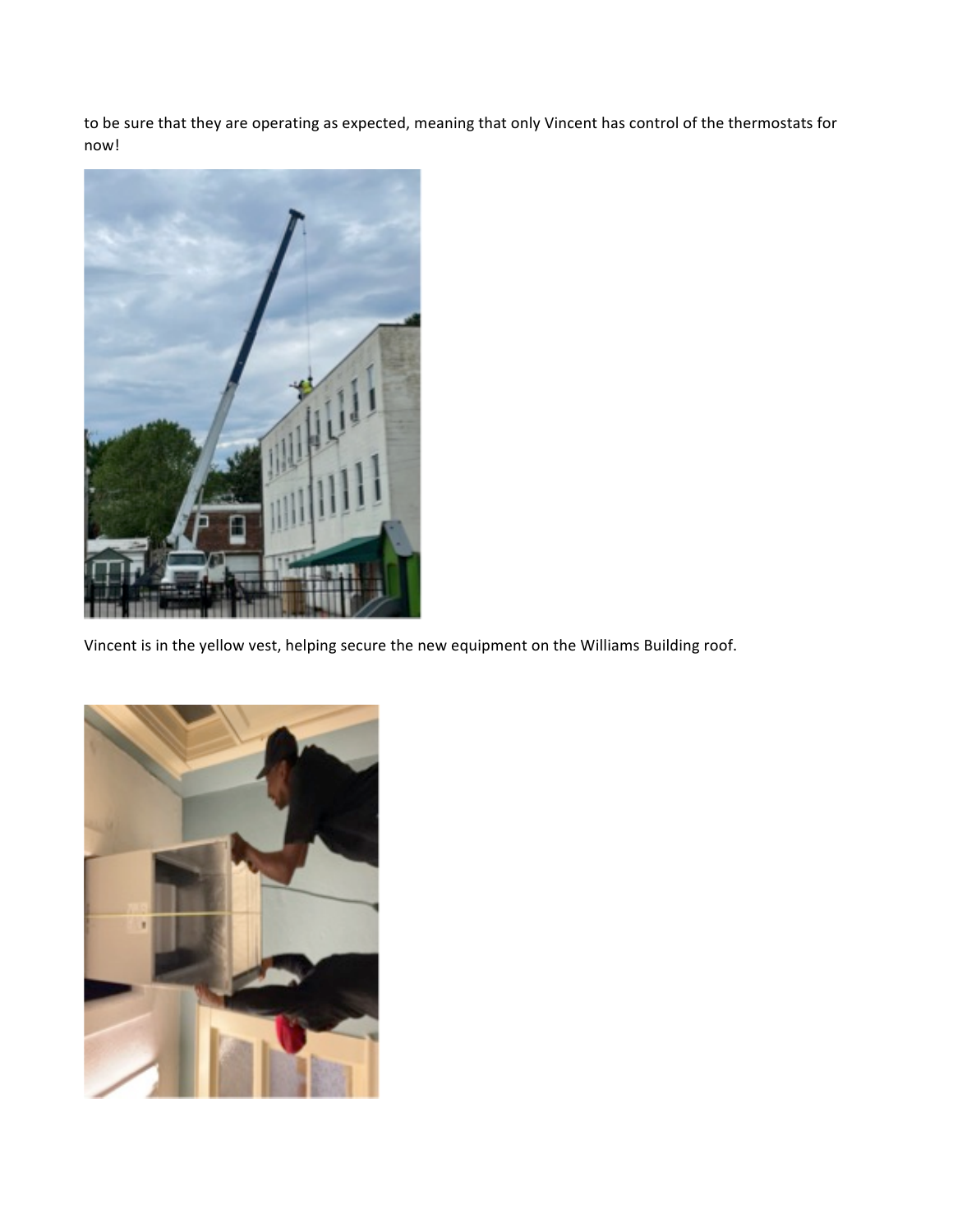to be sure that they are operating as expected, meaning that only Vincent has control of the thermostats for now!

Vincent is in the yellow vest, helping secure the new equipment on the Williams Building roof.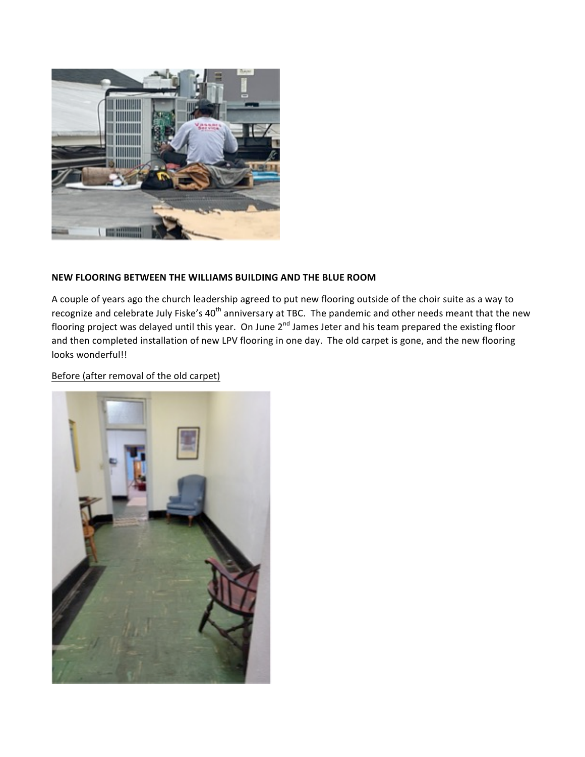**NEW FLOORING BETWEEN THE WILLIAMS BUILDING AND THE BLUE ROOM**

A couple of years ago the church leadership agreed to put new flooring outside of the choir suite as a way to recognize and celebrate July Fiske's 40th anniversary at TBC. The pandemic and other needs meant that the new flooring project was delayed until this year. On June 2nd James Jeter and his team prepared the existing floor and then completed installation of new LPV flooring in one day. The old carpet is gone, and the new flooring looks wonderful!!

<u>Before (after removal of the old carpet)</u>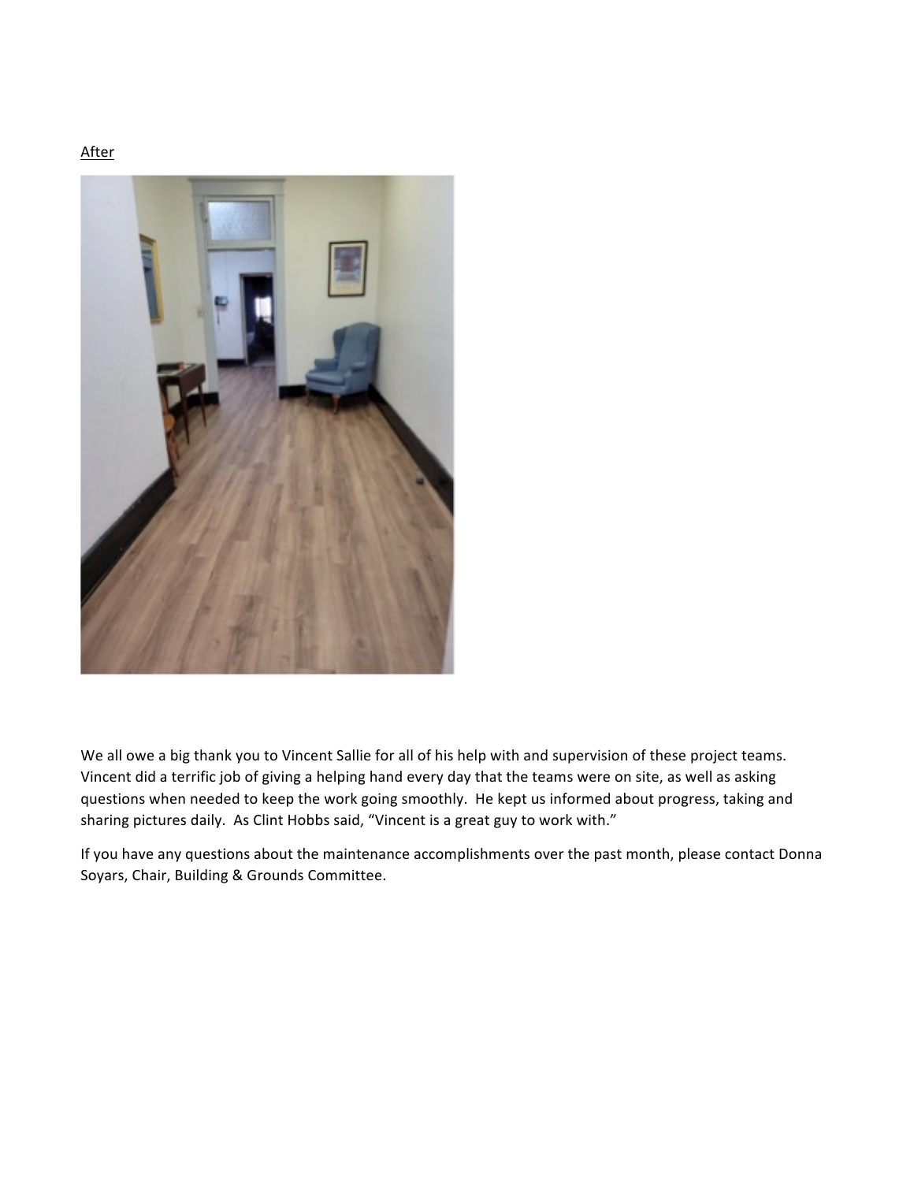After

We all owe a big thank you to Vincent Sallie for all of his help with and supervision of these project teams. Vincent did a terrific job of giving a helping hand every day that the teams were on site, as well as asking questions when needed to keep the work going smoothly. He kept us informed about progress, taking and sharing pictures daily. As Clint Hobbs said, "Vincent is a great guy to work with."

If you have any questions about the maintenance accomplishments over the past month, please contact Donna Soyars, Chair, Building & Grounds Committee.